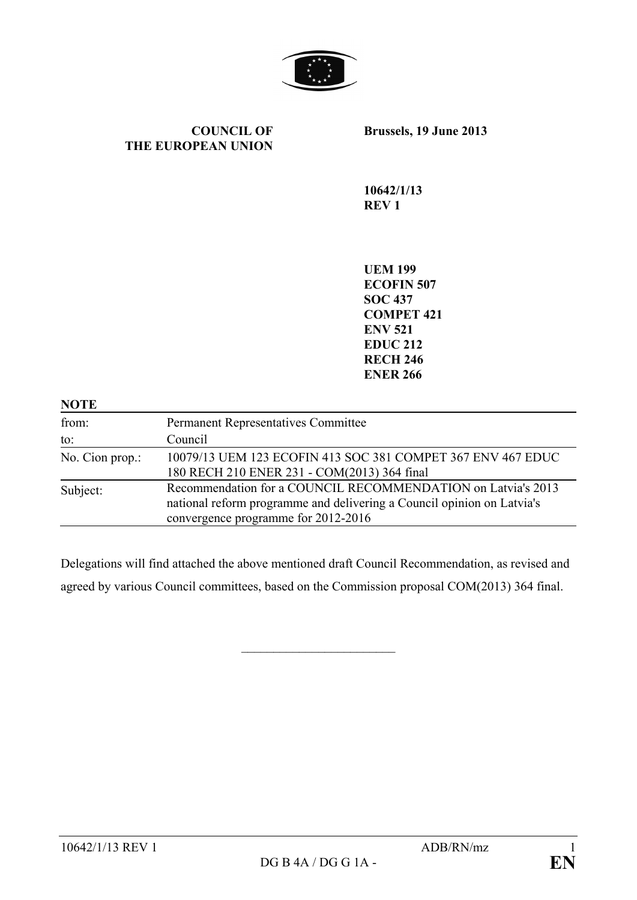**COUNCIL OF THE EUROPEAN UNION**

**Brussels, 19 June 2013**

**10642/1/13 REV 1**

**UEM 199**
**ECOFIN 507**
**SOC 437**
**COMPET 421**
**ENV 521**
**EDUC 212**
**RECH 246**
**ENER 266**

**NOTE**

| | |
|---|---|
| from: | Permanent Representatives Committee |
| to: | Council |
| No. Cion prop.: | 10079/13 UEM 123 ECOFIN 413 SOC 381 COMPET 367 ENV 467 EDUC 180 RECH 210 ENER 231 - COM(2013) 364 final |
| Subject: | Recommendation for a COUNCIL RECOMMENDATION on Latvia's 2013 national reform programme and delivering a Council opinion on Latvia's convergence programme for 2012-2016 |

Delegations will find attached the above mentioned draft Council Recommendation, as revised and agreed by various Council committees, based on the Commission proposal COM(2013) 364 final.

\_\_\_\_\_\_\_\_\_\_\_\_\_\_\_\_\_\_\_\_\_\_\_\_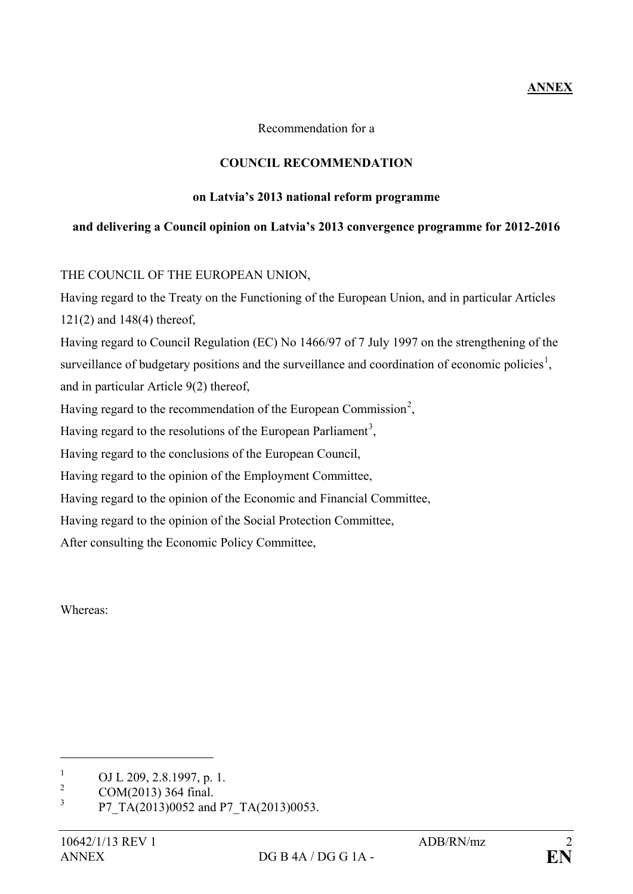**ANNEX**

Recommendation for a

**COUNCIL RECOMMENDATION**

**on Latvia's 2013 national reform programme**

**and delivering a Council opinion on Latvia's 2013 convergence programme for 2012-2016**

THE COUNCIL OF THE EUROPEAN UNION,

Having regard to the Treaty on the Functioning of the European Union, and in particular Articles 121(2) and 148(4) thereof,

Having regard to Council Regulation (EC) No 1466/97 of 7 July 1997 on the strengthening of the surveillance of budgetary positions and the surveillance and coordination of economic policies[1], and in particular Article 9(2) thereof,

Having regard to the recommendation of the European Commission[2],

Having regard to the resolutions of the European Parliament[3],

Having regard to the conclusions of the European Council,

Having regard to the opinion of the Employment Committee,

Having regard to the opinion of the Economic and Financial Committee,

Having regard to the opinion of the Social Protection Committee,

After consulting the Economic Policy Committee,

Whereas:

---

[1] OJ L 209, 2.8.1997, p. 1.

[2] COM(2013) 364 final.

[3] P7_TA(2013)0052 and P7_TA(2013)0053.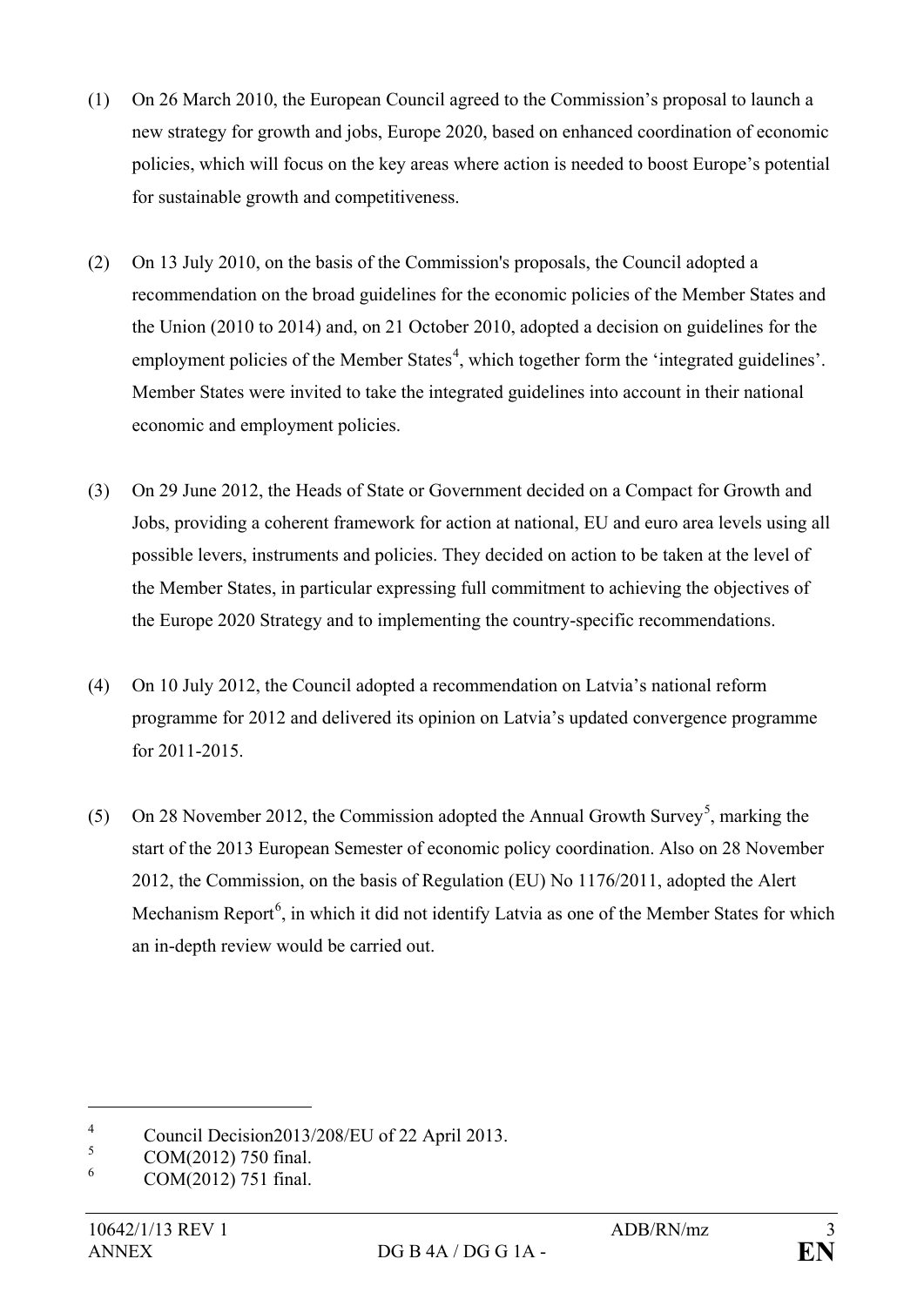(1) On 26 March 2010, the European Council agreed to the Commission's proposal to launch a new strategy for growth and jobs, Europe 2020, based on enhanced coordination of economic policies, which will focus on the key areas where action is needed to boost Europe's potential for sustainable growth and competitiveness.

(2) On 13 July 2010, on the basis of the Commission's proposals, the Council adopted a recommendation on the broad guidelines for the economic policies of the Member States and the Union (2010 to 2014) and, on 21 October 2010, adopted a decision on guidelines for the employment policies of the Member States[4], which together form the 'integrated guidelines'. Member States were invited to take the integrated guidelines into account in their national economic and employment policies.

(3) On 29 June 2012, the Heads of State or Government decided on a Compact for Growth and Jobs, providing a coherent framework for action at national, EU and euro area levels using all possible levers, instruments and policies. They decided on action to be taken at the level of the Member States, in particular expressing full commitment to achieving the objectives of the Europe 2020 Strategy and to implementing the country-specific recommendations.

(4) On 10 July 2012, the Council adopted a recommendation on Latvia's national reform programme for 2012 and delivered its opinion on Latvia's updated convergence programme for 2011-2015.

(5) On 28 November 2012, the Commission adopted the Annual Growth Survey[5], marking the start of the 2013 European Semester of economic policy coordination. Also on 28 November 2012, the Commission, on the basis of Regulation (EU) No 1176/2011, adopted the Alert Mechanism Report[6], in which it did not identify Latvia as one of the Member States for which an in-depth review would be carried out.

---

[4] Council Decision2013/208/EU of 22 April 2013.

[5] COM(2012) 750 final.

[6] COM(2012) 751 final.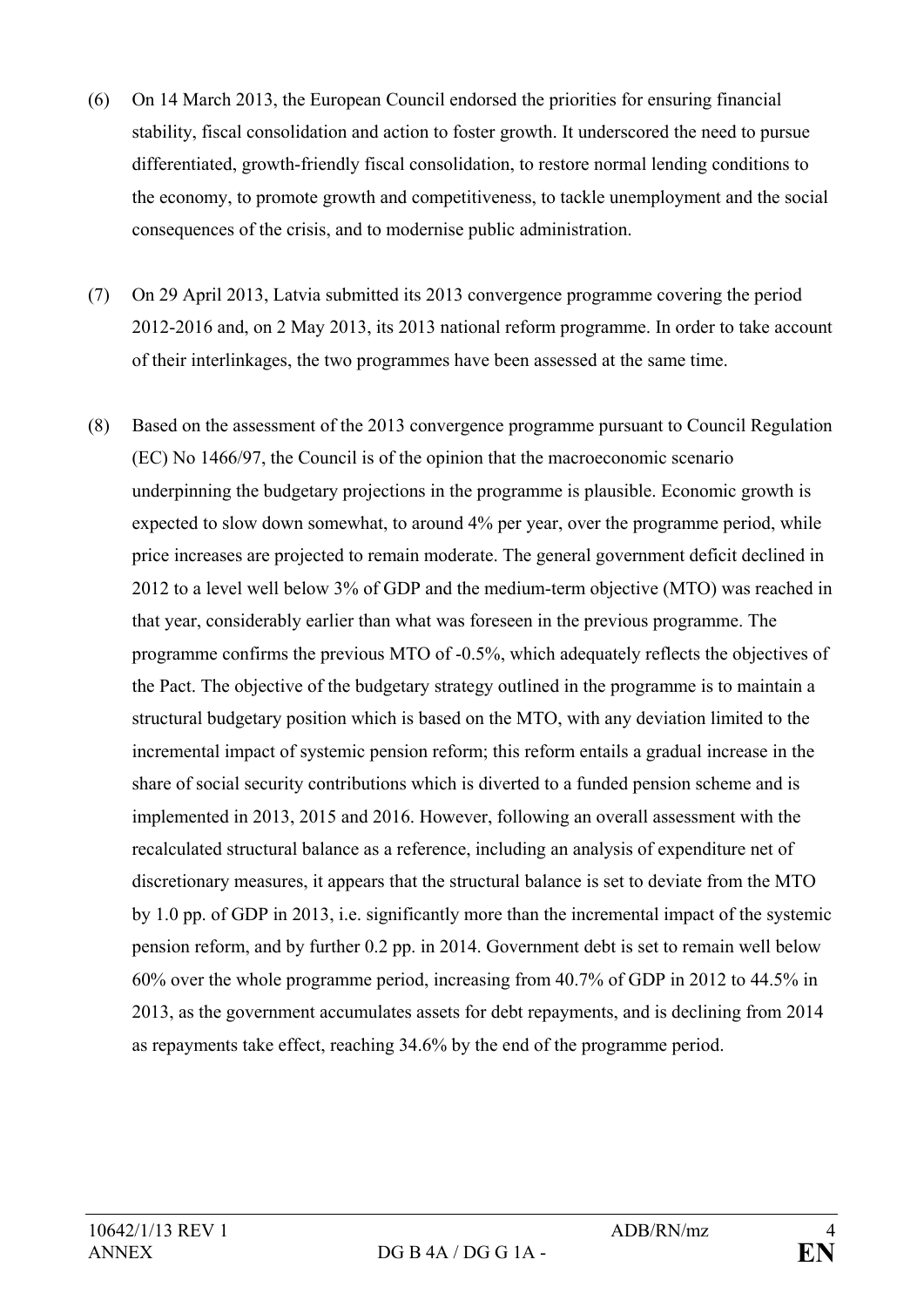(6) On 14 March 2013, the European Council endorsed the priorities for ensuring financial stability, fiscal consolidation and action to foster growth. It underscored the need to pursue differentiated, growth-friendly fiscal consolidation, to restore normal lending conditions to the economy, to promote growth and competitiveness, to tackle unemployment and the social consequences of the crisis, and to modernise public administration.

(7) On 29 April 2013, Latvia submitted its 2013 convergence programme covering the period 2012-2016 and, on 2 May 2013, its 2013 national reform programme. In order to take account of their interlinkages, the two programmes have been assessed at the same time.

(8) Based on the assessment of the 2013 convergence programme pursuant to Council Regulation (EC) No 1466/97, the Council is of the opinion that the macroeconomic scenario underpinning the budgetary projections in the programme is plausible. Economic growth is expected to slow down somewhat, to around 4% per year, over the programme period, while price increases are projected to remain moderate. The general government deficit declined in 2012 to a level well below 3% of GDP and the medium-term objective (MTO) was reached in that year, considerably earlier than what was foreseen in the previous programme. The programme confirms the previous MTO of -0.5%, which adequately reflects the objectives of the Pact. The objective of the budgetary strategy outlined in the programme is to maintain a structural budgetary position which is based on the MTO, with any deviation limited to the incremental impact of systemic pension reform; this reform entails a gradual increase in the share of social security contributions which is diverted to a funded pension scheme and is implemented in 2013, 2015 and 2016. However, following an overall assessment with the recalculated structural balance as a reference, including an analysis of expenditure net of discretionary measures, it appears that the structural balance is set to deviate from the MTO by 1.0 pp. of GDP in 2013, i.e. significantly more than the incremental impact of the systemic pension reform, and by further 0.2 pp. in 2014. Government debt is set to remain well below 60% over the whole programme period, increasing from 40.7% of GDP in 2012 to 44.5% in 2013, as the government accumulates assets for debt repayments, and is declining from 2014 as repayments take effect, reaching 34.6% by the end of the programme period.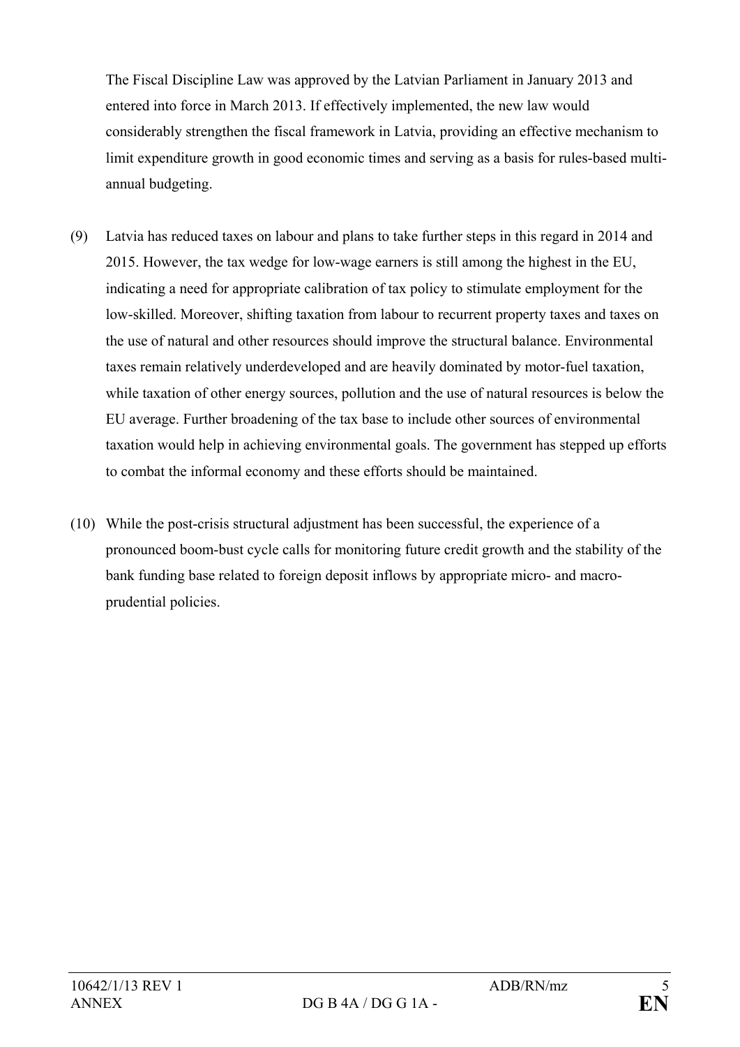The Fiscal Discipline Law was approved by the Latvian Parliament in January 2013 and entered into force in March 2013. If effectively implemented, the new law would considerably strengthen the fiscal framework in Latvia, providing an effective mechanism to limit expenditure growth in good economic times and serving as a basis for rules-based multi-annual budgeting.

(9) Latvia has reduced taxes on labour and plans to take further steps in this regard in 2014 and 2015. However, the tax wedge for low-wage earners is still among the highest in the EU, indicating a need for appropriate calibration of tax policy to stimulate employment for the low-skilled. Moreover, shifting taxation from labour to recurrent property taxes and taxes on the use of natural and other resources should improve the structural balance. Environmental taxes remain relatively underdeveloped and are heavily dominated by motor-fuel taxation, while taxation of other energy sources, pollution and the use of natural resources is below the EU average. Further broadening of the tax base to include other sources of environmental taxation would help in achieving environmental goals. The government has stepped up efforts to combat the informal economy and these efforts should be maintained.

(10) While the post-crisis structural adjustment has been successful, the experience of a pronounced boom-bust cycle calls for monitoring future credit growth and the stability of the bank funding base related to foreign deposit inflows by appropriate micro- and macro-prudential policies.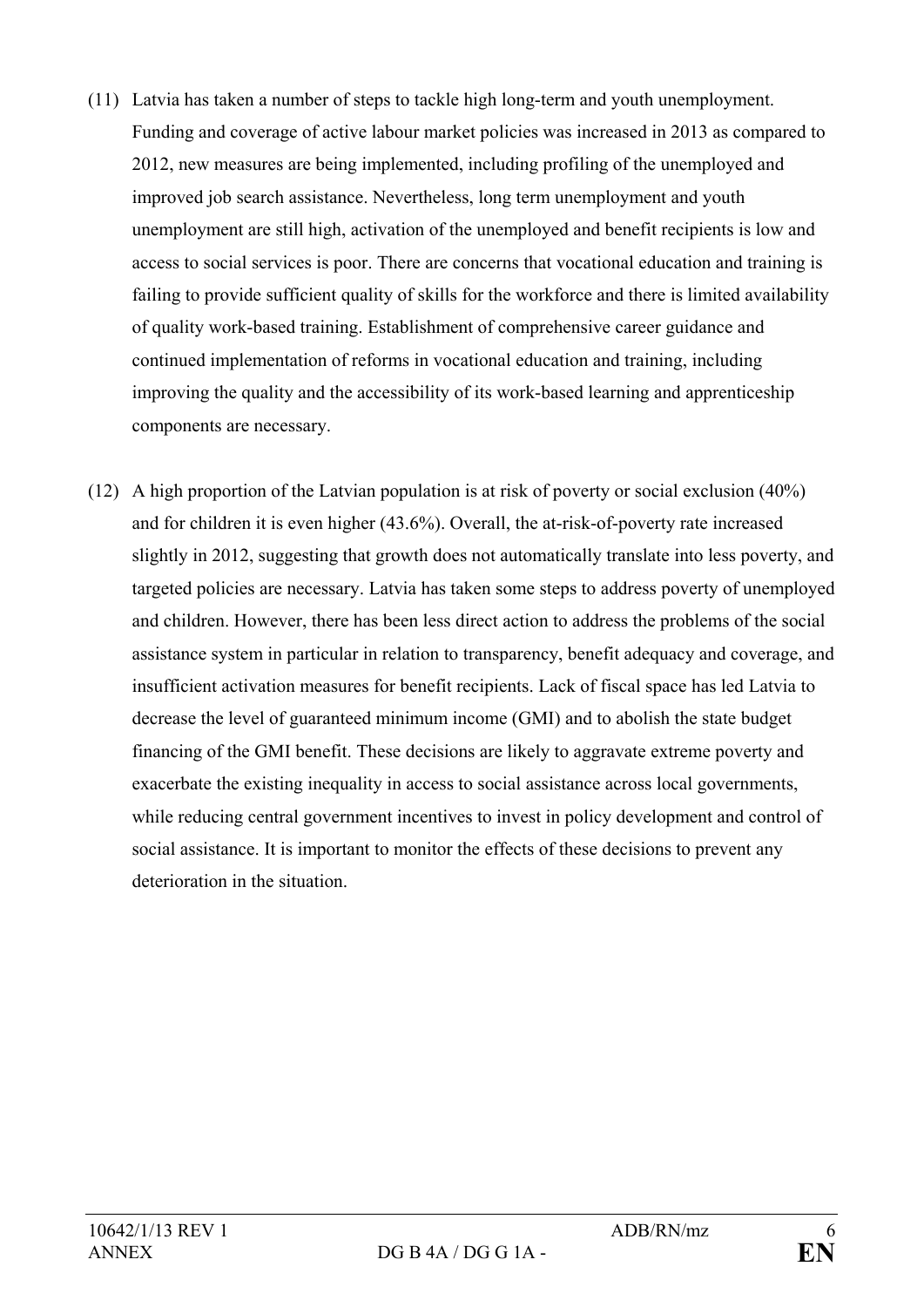(11) Latvia has taken a number of steps to tackle high long-term and youth unemployment. Funding and coverage of active labour market policies was increased in 2013 as compared to 2012, new measures are being implemented, including profiling of the unemployed and improved job search assistance. Nevertheless, long term unemployment and youth unemployment are still high, activation of the unemployed and benefit recipients is low and access to social services is poor. There are concerns that vocational education and training is failing to provide sufficient quality of skills for the workforce and there is limited availability of quality work-based training. Establishment of comprehensive career guidance and continued implementation of reforms in vocational education and training, including improving the quality and the accessibility of its work-based learning and apprenticeship components are necessary.

(12) A high proportion of the Latvian population is at risk of poverty or social exclusion (40%) and for children it is even higher (43.6%). Overall, the at-risk-of-poverty rate increased slightly in 2012, suggesting that growth does not automatically translate into less poverty, and targeted policies are necessary. Latvia has taken some steps to address poverty of unemployed and children. However, there has been less direct action to address the problems of the social assistance system in particular in relation to transparency, benefit adequacy and coverage, and insufficient activation measures for benefit recipients. Lack of fiscal space has led Latvia to decrease the level of guaranteed minimum income (GMI) and to abolish the state budget financing of the GMI benefit. These decisions are likely to aggravate extreme poverty and exacerbate the existing inequality in access to social assistance across local governments, while reducing central government incentives to invest in policy development and control of social assistance. It is important to monitor the effects of these decisions to prevent any deterioration in the situation.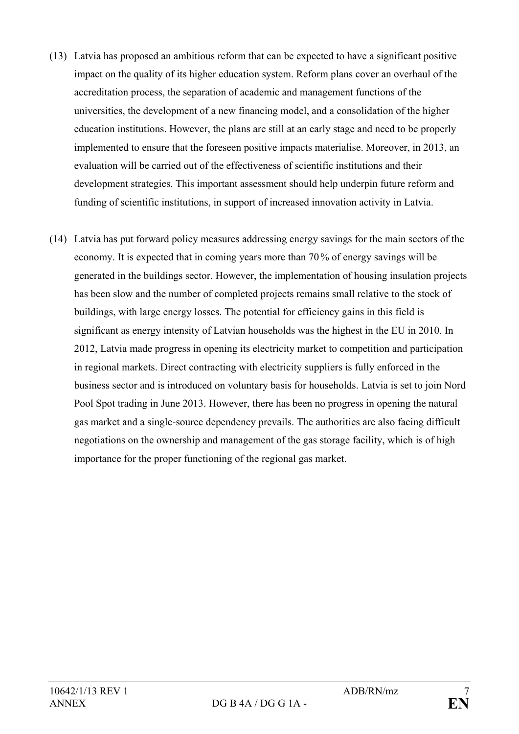(13) Latvia has proposed an ambitious reform that can be expected to have a significant positive impact on the quality of its higher education system. Reform plans cover an overhaul of the accreditation process, the separation of academic and management functions of the universities, the development of a new financing model, and a consolidation of the higher education institutions. However, the plans are still at an early stage and need to be properly implemented to ensure that the foreseen positive impacts materialise. Moreover, in 2013, an evaluation will be carried out of the effectiveness of scientific institutions and their development strategies. This important assessment should help underpin future reform and funding of scientific institutions, in support of increased innovation activity in Latvia.

(14) Latvia has put forward policy measures addressing energy savings for the main sectors of the economy. It is expected that in coming years more than 70 % of energy savings will be generated in the buildings sector. However, the implementation of housing insulation projects has been slow and the number of completed projects remains small relative to the stock of buildings, with large energy losses. The potential for efficiency gains in this field is significant as energy intensity of Latvian households was the highest in the EU in 2010. In 2012, Latvia made progress in opening its electricity market to competition and participation in regional markets. Direct contracting with electricity suppliers is fully enforced in the business sector and is introduced on voluntary basis for households. Latvia is set to join Nord Pool Spot trading in June 2013. However, there has been no progress in opening the natural gas market and a single-source dependency prevails. The authorities are also facing difficult negotiations on the ownership and management of the gas storage facility, which is of high importance for the proper functioning of the regional gas market.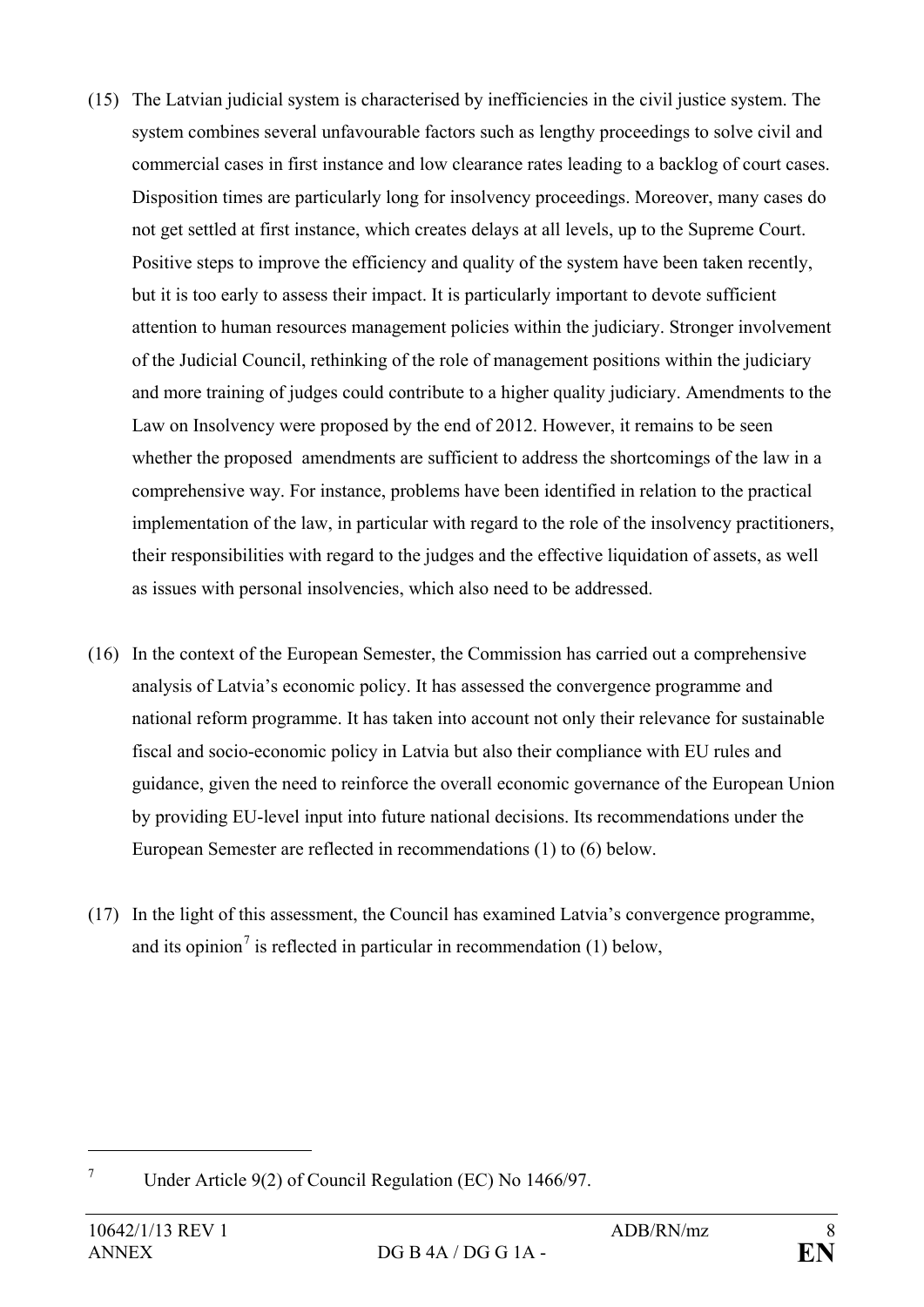(15) The Latvian judicial system is characterised by inefficiencies in the civil justice system. The system combines several unfavourable factors such as lengthy proceedings to solve civil and commercial cases in first instance and low clearance rates leading to a backlog of court cases. Disposition times are particularly long for insolvency proceedings. Moreover, many cases do not get settled at first instance, which creates delays at all levels, up to the Supreme Court. Positive steps to improve the efficiency and quality of the system have been taken recently, but it is too early to assess their impact. It is particularly important to devote sufficient attention to human resources management policies within the judiciary. Stronger involvement of the Judicial Council, rethinking of the role of management positions within the judiciary and more training of judges could contribute to a higher quality judiciary. Amendments to the Law on Insolvency were proposed by the end of 2012. However, it remains to be seen whether the proposed amendments are sufficient to address the shortcomings of the law in a comprehensive way. For instance, problems have been identified in relation to the practical implementation of the law, in particular with regard to the role of the insolvency practitioners, their responsibilities with regard to the judges and the effective liquidation of assets, as well as issues with personal insolvencies, which also need to be addressed.

(16) In the context of the European Semester, the Commission has carried out a comprehensive analysis of Latvia's economic policy. It has assessed the convergence programme and national reform programme. It has taken into account not only their relevance for sustainable fiscal and socio-economic policy in Latvia but also their compliance with EU rules and guidance, given the need to reinforce the overall economic governance of the European Union by providing EU-level input into future national decisions. Its recommendations under the European Semester are reflected in recommendations (1) to (6) below.

(17) In the light of this assessment, the Council has examined Latvia's convergence programme, and its opinion[7] is reflected in particular in recommendation (1) below,

---

[7] Under Article 9(2) of Council Regulation (EC) No 1466/97.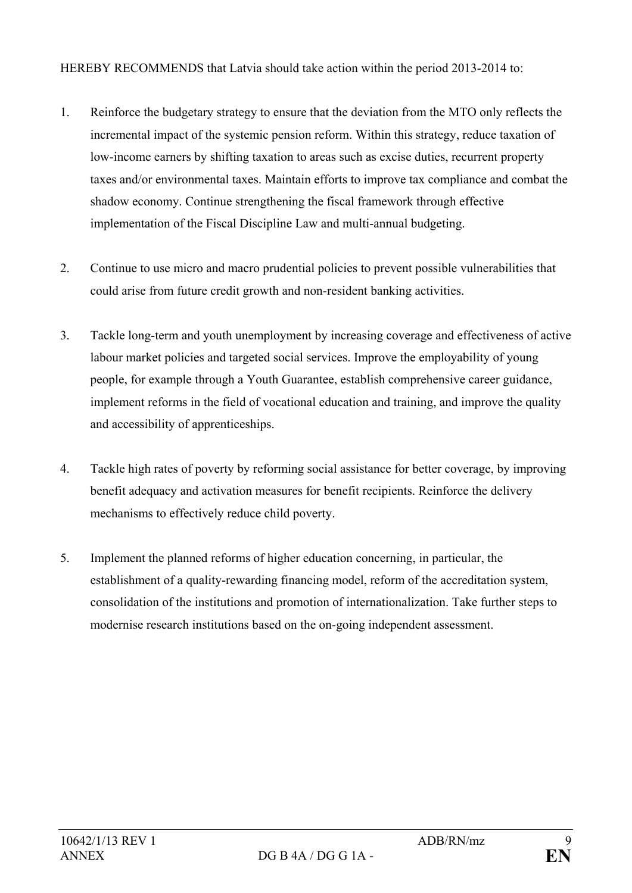HEREBY RECOMMENDS that Latvia should take action within the period 2013-2014 to:

1. Reinforce the budgetary strategy to ensure that the deviation from the MTO only reflects the incremental impact of the systemic pension reform. Within this strategy, reduce taxation of low-income earners by shifting taxation to areas such as excise duties, recurrent property taxes and/or environmental taxes. Maintain efforts to improve tax compliance and combat the shadow economy. Continue strengthening the fiscal framework through effective implementation of the Fiscal Discipline Law and multi-annual budgeting.

2. Continue to use micro and macro prudential policies to prevent possible vulnerabilities that could arise from future credit growth and non-resident banking activities.

3. Tackle long-term and youth unemployment by increasing coverage and effectiveness of active labour market policies and targeted social services. Improve the employability of young people, for example through a Youth Guarantee, establish comprehensive career guidance, implement reforms in the field of vocational education and training, and improve the quality and accessibility of apprenticeships.

4. Tackle high rates of poverty by reforming social assistance for better coverage, by improving benefit adequacy and activation measures for benefit recipients. Reinforce the delivery mechanisms to effectively reduce child poverty.

5. Implement the planned reforms of higher education concerning, in particular, the establishment of a quality-rewarding financing model, reform of the accreditation system, consolidation of the institutions and promotion of internationalization. Take further steps to modernise research institutions based on the on-going independent assessment.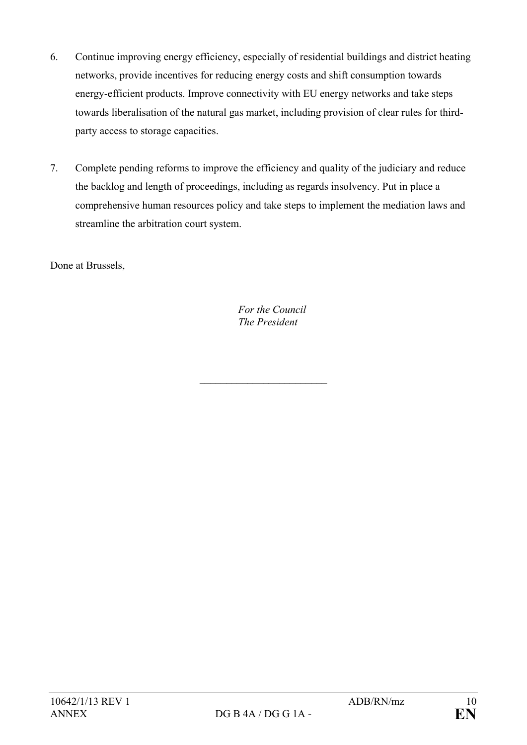6. Continue improving energy efficiency, especially of residential buildings and district heating networks, provide incentives for reducing energy costs and shift consumption towards energy-efficient products. Improve connectivity with EU energy networks and take steps towards liberalisation of the natural gas market, including provision of clear rules for third-party access to storage capacities.

7. Complete pending reforms to improve the efficiency and quality of the judiciary and reduce the backlog and length of proceedings, including as regards insolvency. Put in place a comprehensive human resources policy and take steps to implement the mediation laws and streamline the arbitration court system.

Done at Brussels,

*For the Council*
*The President*

________________________